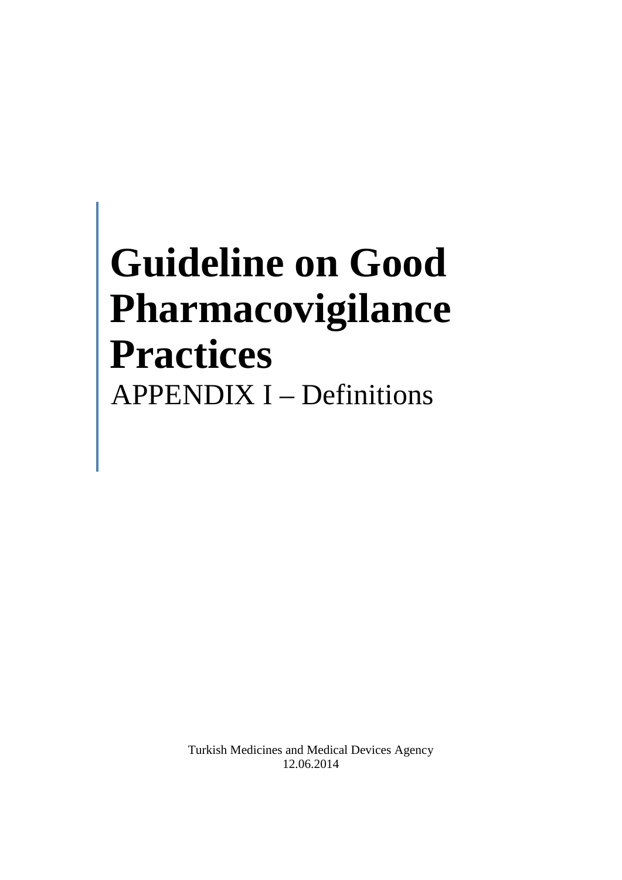# Guideline on Good Pharmacovigilance Practices

APPENDIX I – Definitions

Turkish Medicines and Medical Devices Agency
12.06.2014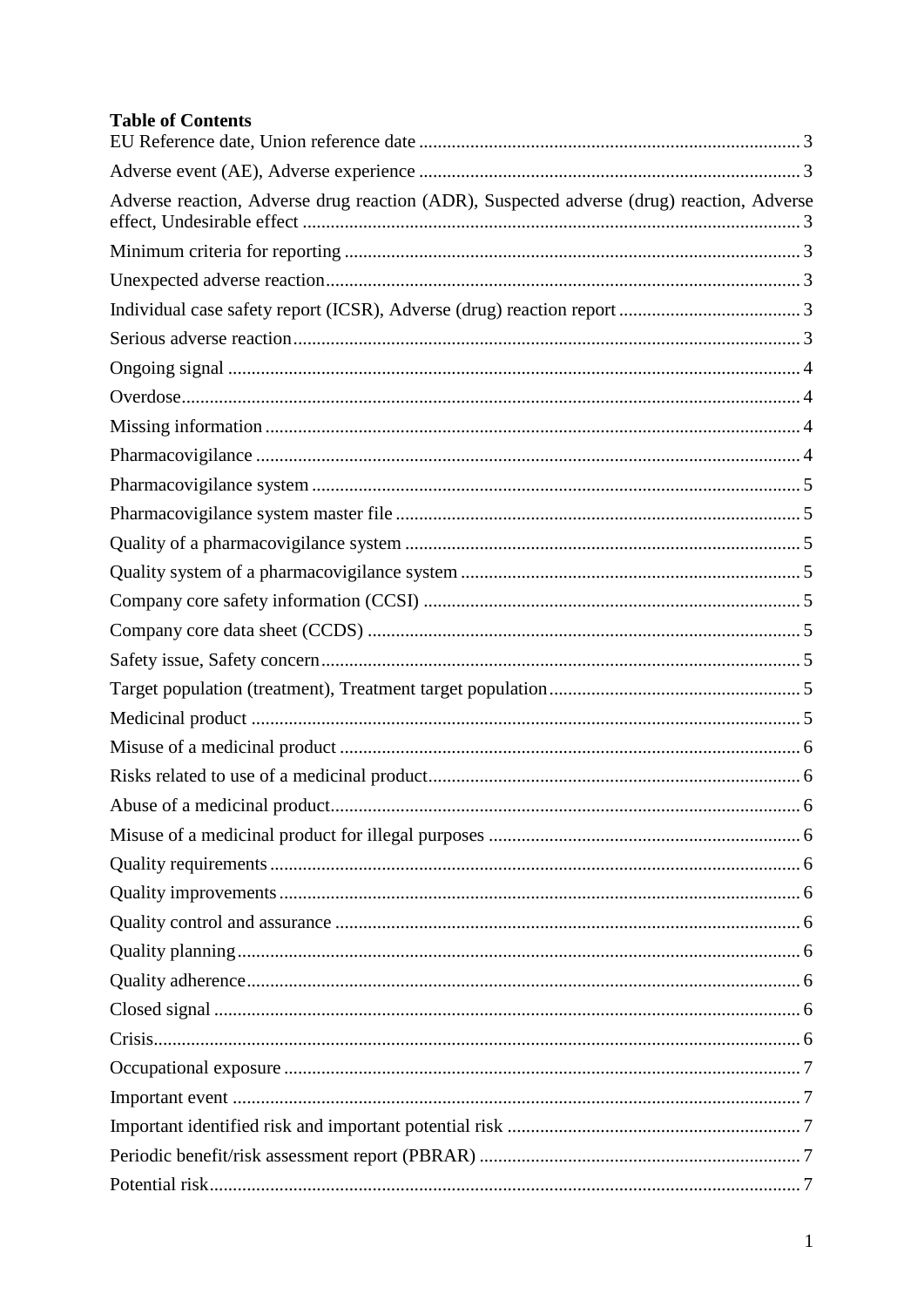**Table of Contents**

EU Reference date, Union reference date ..................................................................................... 3

Adverse event (AE), Adverse experience ..................................................................................... 3

Adverse reaction, Adverse drug reaction (ADR), Suspected adverse (drug) reaction, Adverse effect, Undesirable effect ............................................................................................................. 3

Minimum criteria for reporting ..................................................................................................... 3

Unexpected adverse reaction......................................................................................................... 3

Individual case safety report (ICSR), Adverse (drug) reaction report ....................................... 3

Serious adverse reaction................................................................................................................. 3

Ongoing signal ................................................................................................................................ 4

Overdose.......................................................................................................................................... 4

Missing information ....................................................................................................................... 4

Pharmacovigilance ......................................................................................................................... 4

Pharmacovigilance system ............................................................................................................ 5

Pharmacovigilance system master file ......................................................................................... 5

Quality of a pharmacovigilance system ....................................................................................... 5

Quality system of a pharmacovigilance system .......................................................................... 5

Company core safety information (CCSI) .................................................................................. 5

Company core data sheet (CCDS) ............................................................................................... 5

Safety issue, Safety concern........................................................................................................... 5

Target population (treatment), Treatment target population...................................................... 5

Medicinal product .......................................................................................................................... 5

Misuse of a medicinal product ...................................................................................................... 6

Risks related to use of a medicinal product.................................................................................. 6

Abuse of a medicinal product........................................................................................................ 6

Misuse of a medicinal product for illegal purposes ..................................................................... 6

Quality requirements ..................................................................................................................... 6

Quality improvements.................................................................................................................... 6

Quality control and assurance ....................................................................................................... 6

Quality planning............................................................................................................................. 6

Quality adherence........................................................................................................................... 6

Closed signal ................................................................................................................................... 6

Crisis................................................................................................................................................ 6

Occupational exposure .................................................................................................................. 7

Important event .............................................................................................................................. 7

Important identified risk and important potential risk ............................................................... 7

Periodic benefit/risk assessment report (PBRAR) ...................................................................... 7

Potential risk................................................................................................................................... 7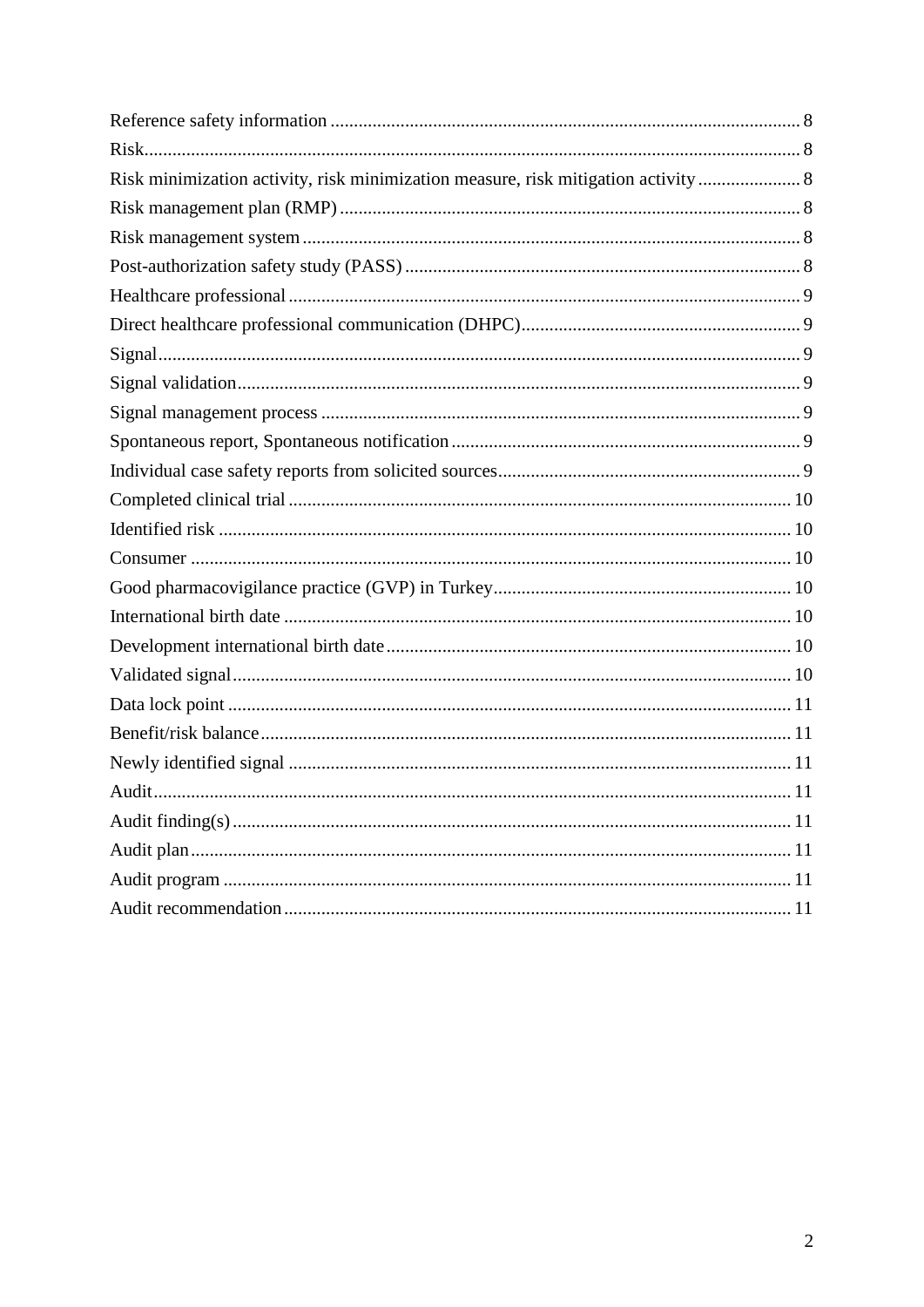Reference safety information ........ 8
Risk ........ 8
Risk minimization activity, risk minimization measure, risk mitigation activity ........ 8
Risk management plan (RMP) ........ 8
Risk management system ........ 8
Post-authorization safety study (PASS) ........ 8
Healthcare professional ........ 9
Direct healthcare professional communication (DHPC) ........ 9
Signal ........ 9
Signal validation ........ 9
Signal management process ........ 9
Spontaneous report, Spontaneous notification ........ 9
Individual case safety reports from solicited sources ........ 9
Completed clinical trial ........ 10
Identified risk ........ 10
Consumer ........ 10
Good pharmacovigilance practice (GVP) in Turkey ........ 10
International birth date ........ 10
Development international birth date ........ 10
Validated signal ........ 10
Data lock point ........ 11
Benefit/risk balance ........ 11
Newly identified signal ........ 11
Audit ........ 11
Audit finding(s) ........ 11
Audit plan ........ 11
Audit program ........ 11
Audit recommendation ........ 11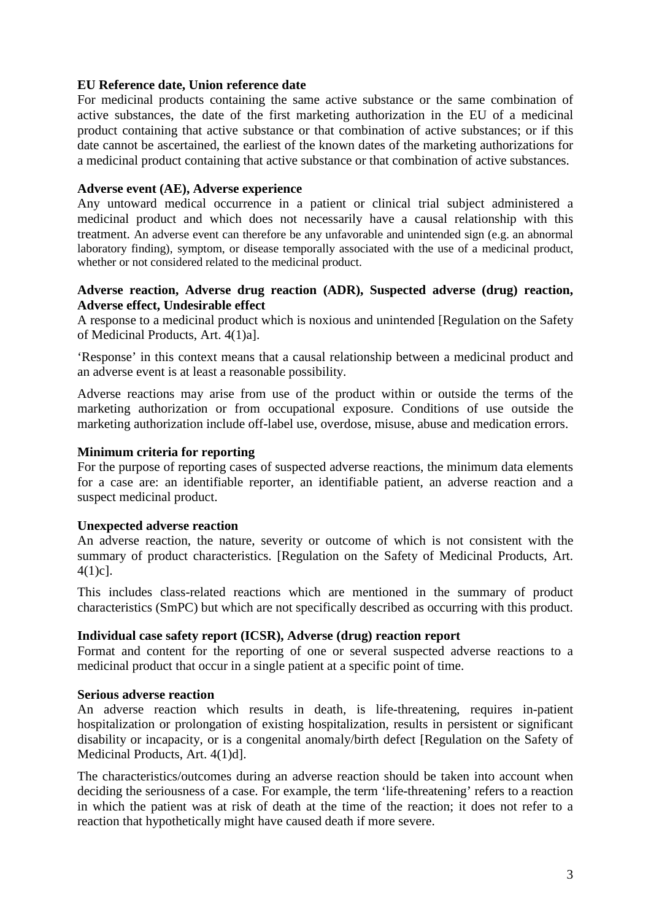**EU Reference date, Union reference date**

For medicinal products containing the same active substance or the same combination of active substances, the date of the first marketing authorization in the EU of a medicinal product containing that active substance or that combination of active substances; or if this date cannot be ascertained, the earliest of the known dates of the marketing authorizations for a medicinal product containing that active substance or that combination of active substances.

**Adverse event (AE), Adverse experience**

Any untoward medical occurrence in a patient or clinical trial subject administered a medicinal product and which does not necessarily have a causal relationship with this treatment. An adverse event can therefore be any unfavorable and unintended sign (e.g. an abnormal laboratory finding), symptom, or disease temporally associated with the use of a medicinal product, whether or not considered related to the medicinal product.

**Adverse reaction, Adverse drug reaction (ADR), Suspected adverse (drug) reaction, Adverse effect, Undesirable effect**

A response to a medicinal product which is noxious and unintended [Regulation on the Safety of Medicinal Products, Art. 4(1)a].

'Response' in this context means that a causal relationship between a medicinal product and an adverse event is at least a reasonable possibility.

Adverse reactions may arise from use of the product within or outside the terms of the marketing authorization or from occupational exposure. Conditions of use outside the marketing authorization include off-label use, overdose, misuse, abuse and medication errors.

**Minimum criteria for reporting**

For the purpose of reporting cases of suspected adverse reactions, the minimum data elements for a case are: an identifiable reporter, an identifiable patient, an adverse reaction and a suspect medicinal product.

**Unexpected adverse reaction**

An adverse reaction, the nature, severity or outcome of which is not consistent with the summary of product characteristics. [Regulation on the Safety of Medicinal Products, Art. 4(1)c].

This includes class-related reactions which are mentioned in the summary of product characteristics (SmPC) but which are not specifically described as occurring with this product.

**Individual case safety report (ICSR), Adverse (drug) reaction report**

Format and content for the reporting of one or several suspected adverse reactions to a medicinal product that occur in a single patient at a specific point of time.

**Serious adverse reaction**

An adverse reaction which results in death, is life-threatening, requires in-patient hospitalization or prolongation of existing hospitalization, results in persistent or significant disability or incapacity, or is a congenital anomaly/birth defect [Regulation on the Safety of Medicinal Products, Art. 4(1)d].

The characteristics/outcomes during an adverse reaction should be taken into account when deciding the seriousness of a case. For example, the term 'life-threatening' refers to a reaction in which the patient was at risk of death at the time of the reaction; it does not refer to a reaction that hypothetically might have caused death if more severe.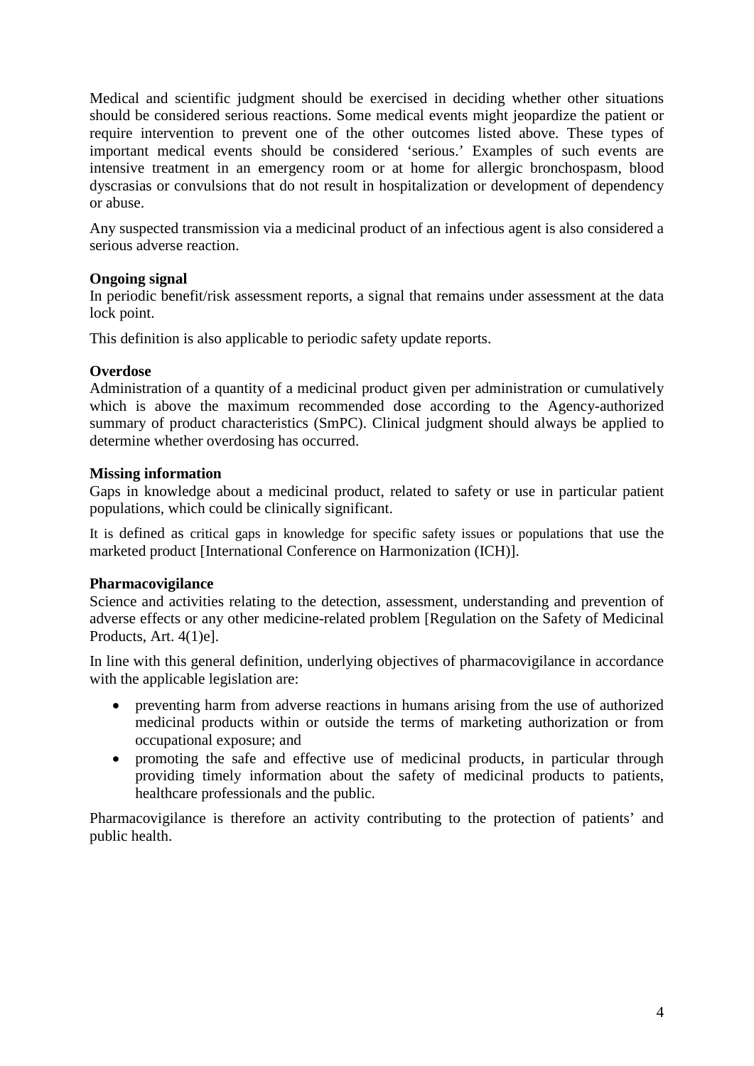Medical and scientific judgment should be exercised in deciding whether other situations should be considered serious reactions. Some medical events might jeopardize the patient or require intervention to prevent one of the other outcomes listed above. These types of important medical events should be considered 'serious.' Examples of such events are intensive treatment in an emergency room or at home for allergic bronchospasm, blood dyscrasias or convulsions that do not result in hospitalization or development of dependency or abuse.

Any suspected transmission via a medicinal product of an infectious agent is also considered a serious adverse reaction.

**Ongoing signal**
In periodic benefit/risk assessment reports, a signal that remains under assessment at the data lock point.

This definition is also applicable to periodic safety update reports.

**Overdose**
Administration of a quantity of a medicinal product given per administration or cumulatively which is above the maximum recommended dose according to the Agency-authorized summary of product characteristics (SmPC). Clinical judgment should always be applied to determine whether overdosing has occurred.

**Missing information**
Gaps in knowledge about a medicinal product, related to safety or use in particular patient populations, which could be clinically significant.

It is defined as critical gaps in knowledge for specific safety issues or populations that use the marketed product [International Conference on Harmonization (ICH)].

**Pharmacovigilance**
Science and activities relating to the detection, assessment, understanding and prevention of adverse effects or any other medicine-related problem [Regulation on the Safety of Medicinal Products, Art. 4(1)e].

In line with this general definition, underlying objectives of pharmacovigilance in accordance with the applicable legislation are:

- preventing harm from adverse reactions in humans arising from the use of authorized medicinal products within or outside the terms of marketing authorization or from occupational exposure; and
- promoting the safe and effective use of medicinal products, in particular through providing timely information about the safety of medicinal products to patients, healthcare professionals and the public.

Pharmacovigilance is therefore an activity contributing to the protection of patients' and public health.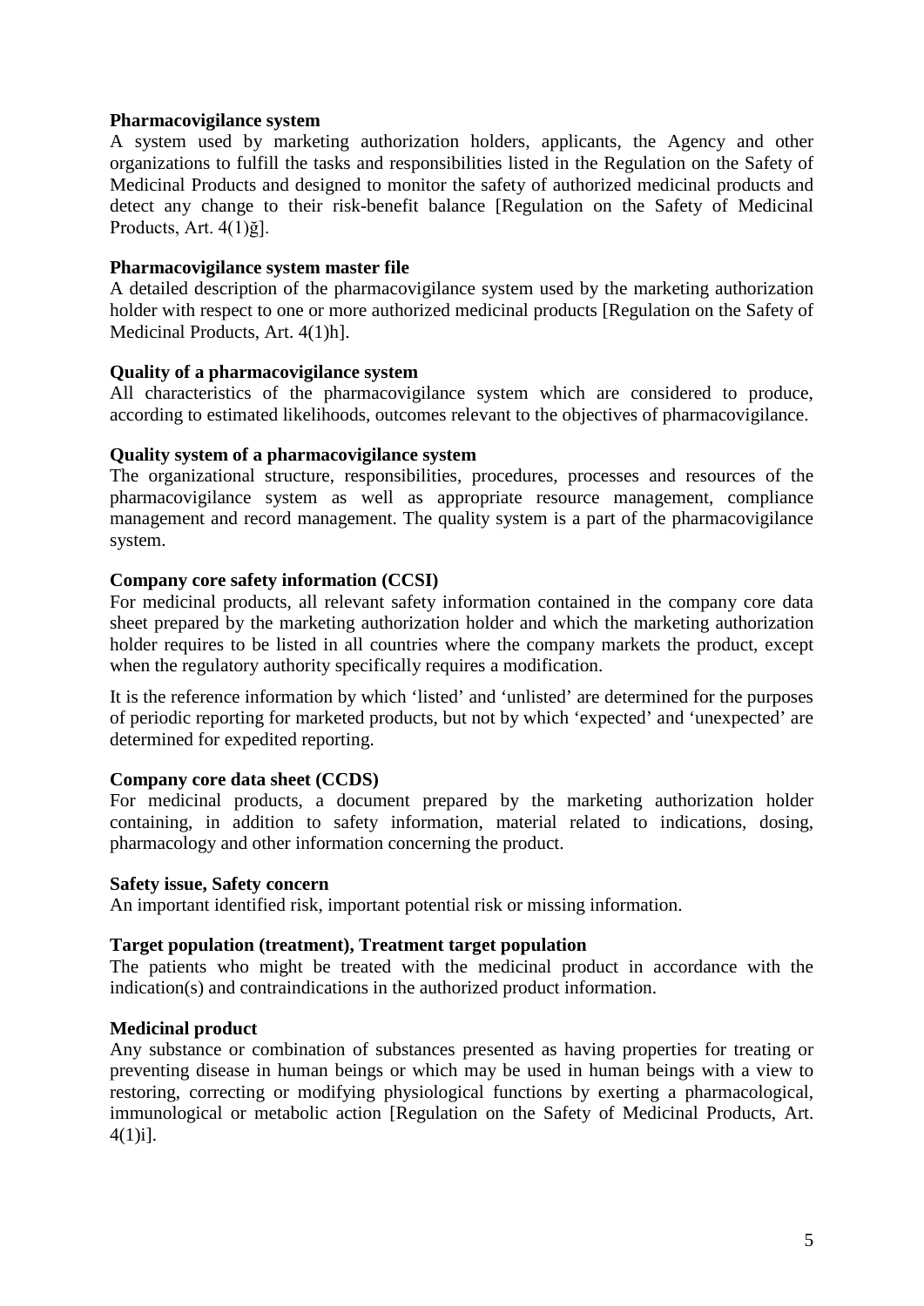**Pharmacovigilance system**

A system used by marketing authorization holders, applicants, the Agency and other organizations to fulfill the tasks and responsibilities listed in the Regulation on the Safety of Medicinal Products and designed to monitor the safety of authorized medicinal products and detect any change to their risk-benefit balance [Regulation on the Safety of Medicinal Products, Art. 4(1)ğ].

**Pharmacovigilance system master file**

A detailed description of the pharmacovigilance system used by the marketing authorization holder with respect to one or more authorized medicinal products [Regulation on the Safety of Medicinal Products, Art. 4(1)h].

**Quality of a pharmacovigilance system**

All characteristics of the pharmacovigilance system which are considered to produce, according to estimated likelihoods, outcomes relevant to the objectives of pharmacovigilance.

**Quality system of a pharmacovigilance system**

The organizational structure, responsibilities, procedures, processes and resources of the pharmacovigilance system as well as appropriate resource management, compliance management and record management. The quality system is a part of the pharmacovigilance system.

**Company core safety information (CCSI)**

For medicinal products, all relevant safety information contained in the company core data sheet prepared by the marketing authorization holder and which the marketing authorization holder requires to be listed in all countries where the company markets the product, except when the regulatory authority specifically requires a modification.

It is the reference information by which 'listed' and 'unlisted' are determined for the purposes of periodic reporting for marketed products, but not by which 'expected' and 'unexpected' are determined for expedited reporting.

**Company core data sheet (CCDS)**

For medicinal products, a document prepared by the marketing authorization holder containing, in addition to safety information, material related to indications, dosing, pharmacology and other information concerning the product.

**Safety issue, Safety concern**

An important identified risk, important potential risk or missing information.

**Target population (treatment), Treatment target population**

The patients who might be treated with the medicinal product in accordance with the indication(s) and contraindications in the authorized product information.

**Medicinal product**

Any substance or combination of substances presented as having properties for treating or preventing disease in human beings or which may be used in human beings with a view to restoring, correcting or modifying physiological functions by exerting a pharmacological, immunological or metabolic action [Regulation on the Safety of Medicinal Products, Art. 4(1)i].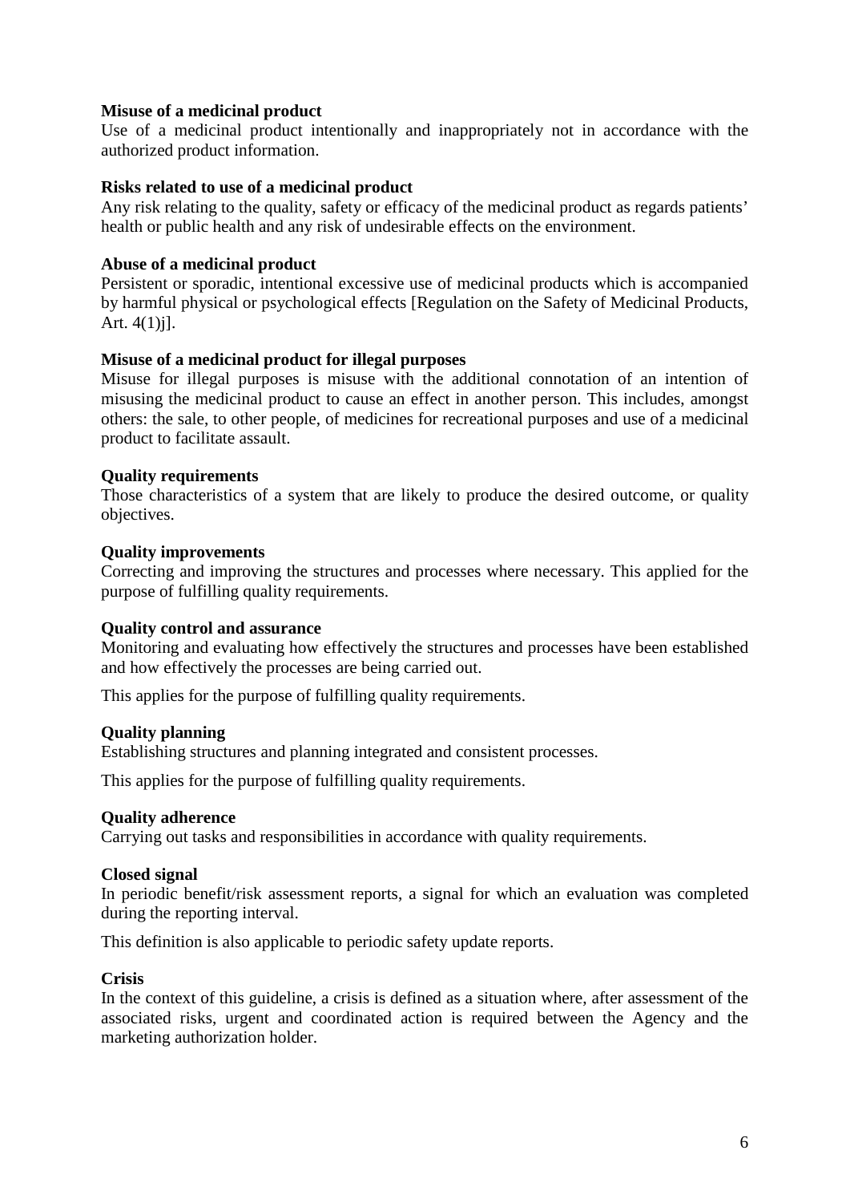**Misuse of a medicinal product**
Use of a medicinal product intentionally and inappropriately not in accordance with the authorized product information.

**Risks related to use of a medicinal product**
Any risk relating to the quality, safety or efficacy of the medicinal product as regards patients' health or public health and any risk of undesirable effects on the environment.

**Abuse of a medicinal product**
Persistent or sporadic, intentional excessive use of medicinal products which is accompanied by harmful physical or psychological effects [Regulation on the Safety of Medicinal Products, Art. 4(1)j].

**Misuse of a medicinal product for illegal purposes**
Misuse for illegal purposes is misuse with the additional connotation of an intention of misusing the medicinal product to cause an effect in another person. This includes, amongst others: the sale, to other people, of medicines for recreational purposes and use of a medicinal product to facilitate assault.

**Quality requirements**
Those characteristics of a system that are likely to produce the desired outcome, or quality objectives.

**Quality improvements**
Correcting and improving the structures and processes where necessary. This applied for the purpose of fulfilling quality requirements.

**Quality control and assurance**
Monitoring and evaluating how effectively the structures and processes have been established and how effectively the processes are being carried out.

This applies for the purpose of fulfilling quality requirements.

**Quality planning**
Establishing structures and planning integrated and consistent processes.

This applies for the purpose of fulfilling quality requirements.

**Quality adherence**
Carrying out tasks and responsibilities in accordance with quality requirements.

**Closed signal**
In periodic benefit/risk assessment reports, a signal for which an evaluation was completed during the reporting interval.

This definition is also applicable to periodic safety update reports.

**Crisis**
In the context of this guideline, a crisis is defined as a situation where, after assessment of the associated risks, urgent and coordinated action is required between the Agency and the marketing authorization holder.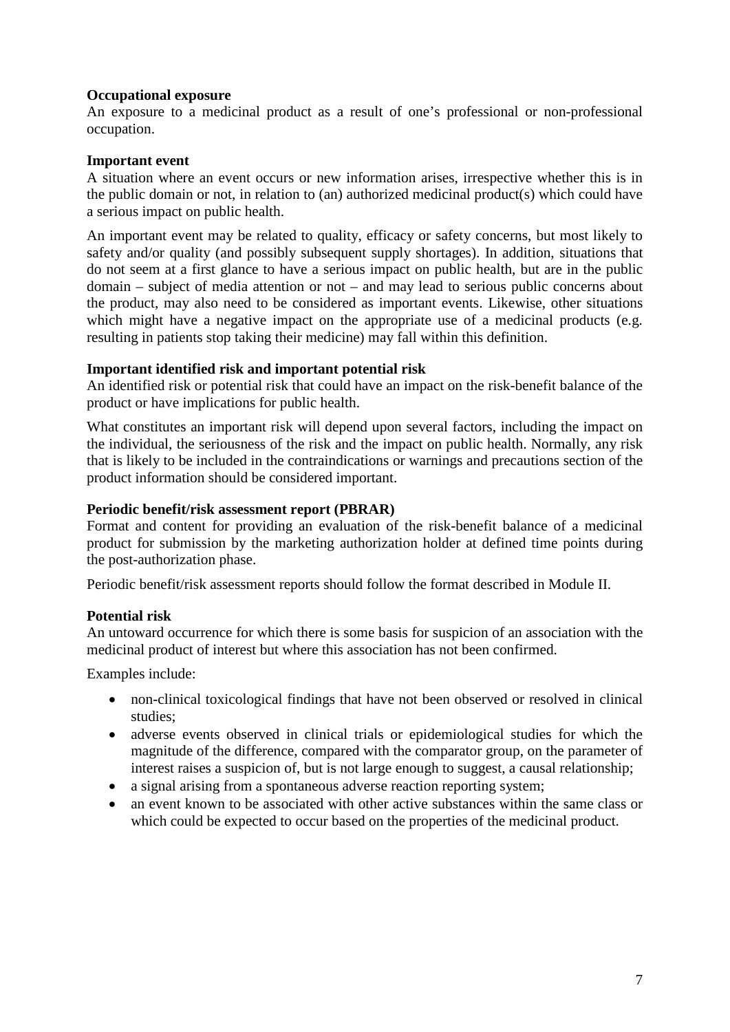**Occupational exposure**
An exposure to a medicinal product as a result of one's professional or non-professional occupation.

**Important event**
A situation where an event occurs or new information arises, irrespective whether this is in the public domain or not, in relation to (an) authorized medicinal product(s) which could have a serious impact on public health.

An important event may be related to quality, efficacy or safety concerns, but most likely to safety and/or quality (and possibly subsequent supply shortages). In addition, situations that do not seem at a first glance to have a serious impact on public health, but are in the public domain – subject of media attention or not – and may lead to serious public concerns about the product, may also need to be considered as important events. Likewise, other situations which might have a negative impact on the appropriate use of a medicinal products (e.g. resulting in patients stop taking their medicine) may fall within this definition.

**Important identified risk and important potential risk**
An identified risk or potential risk that could have an impact on the risk-benefit balance of the product or have implications for public health.

What constitutes an important risk will depend upon several factors, including the impact on the individual, the seriousness of the risk and the impact on public health. Normally, any risk that is likely to be included in the contraindications or warnings and precautions section of the product information should be considered important.

**Periodic benefit/risk assessment report (PBRAR)**
Format and content for providing an evaluation of the risk-benefit balance of a medicinal product for submission by the marketing authorization holder at defined time points during the post-authorization phase.

Periodic benefit/risk assessment reports should follow the format described in Module II.

**Potential risk**
An untoward occurrence for which there is some basis for suspicion of an association with the medicinal product of interest but where this association has not been confirmed.

Examples include:

- non-clinical toxicological findings that have not been observed or resolved in clinical studies;
- adverse events observed in clinical trials or epidemiological studies for which the magnitude of the difference, compared with the comparator group, on the parameter of interest raises a suspicion of, but is not large enough to suggest, a causal relationship;
- a signal arising from a spontaneous adverse reaction reporting system;
- an event known to be associated with other active substances within the same class or which could be expected to occur based on the properties of the medicinal product.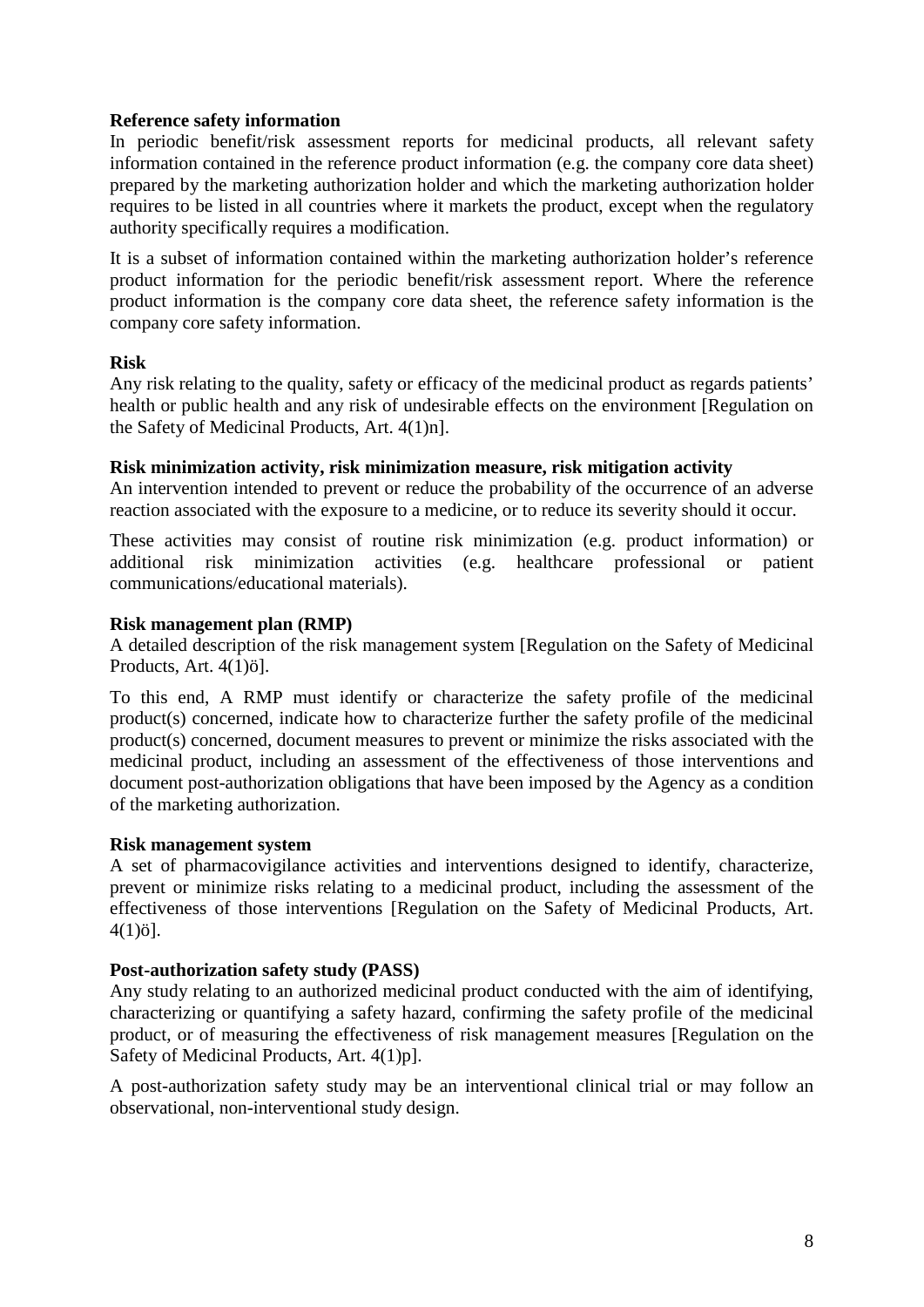**Reference safety information**

In periodic benefit/risk assessment reports for medicinal products, all relevant safety information contained in the reference product information (e.g. the company core data sheet) prepared by the marketing authorization holder and which the marketing authorization holder requires to be listed in all countries where it markets the product, except when the regulatory authority specifically requires a modification.

It is a subset of information contained within the marketing authorization holder's reference product information for the periodic benefit/risk assessment report. Where the reference product information is the company core data sheet, the reference safety information is the company core safety information.

**Risk**

Any risk relating to the quality, safety or efficacy of the medicinal product as regards patients' health or public health and any risk of undesirable effects on the environment [Regulation on the Safety of Medicinal Products, Art. 4(1)n].

**Risk minimization activity, risk minimization measure, risk mitigation activity**

An intervention intended to prevent or reduce the probability of the occurrence of an adverse reaction associated with the exposure to a medicine, or to reduce its severity should it occur.

These activities may consist of routine risk minimization (e.g. product information) or additional risk minimization activities (e.g. healthcare professional or patient communications/educational materials).

**Risk management plan (RMP)**

A detailed description of the risk management system [Regulation on the Safety of Medicinal Products, Art. 4(1)ö].

To this end, A RMP must identify or characterize the safety profile of the medicinal product(s) concerned, indicate how to characterize further the safety profile of the medicinal product(s) concerned, document measures to prevent or minimize the risks associated with the medicinal product, including an assessment of the effectiveness of those interventions and document post-authorization obligations that have been imposed by the Agency as a condition of the marketing authorization.

**Risk management system**

A set of pharmacovigilance activities and interventions designed to identify, characterize, prevent or minimize risks relating to a medicinal product, including the assessment of the effectiveness of those interventions [Regulation on the Safety of Medicinal Products, Art. 4(1)ö].

**Post-authorization safety study (PASS)**

Any study relating to an authorized medicinal product conducted with the aim of identifying, characterizing or quantifying a safety hazard, confirming the safety profile of the medicinal product, or of measuring the effectiveness of risk management measures [Regulation on the Safety of Medicinal Products, Art. 4(1)p].

A post-authorization safety study may be an interventional clinical trial or may follow an observational, non-interventional study design.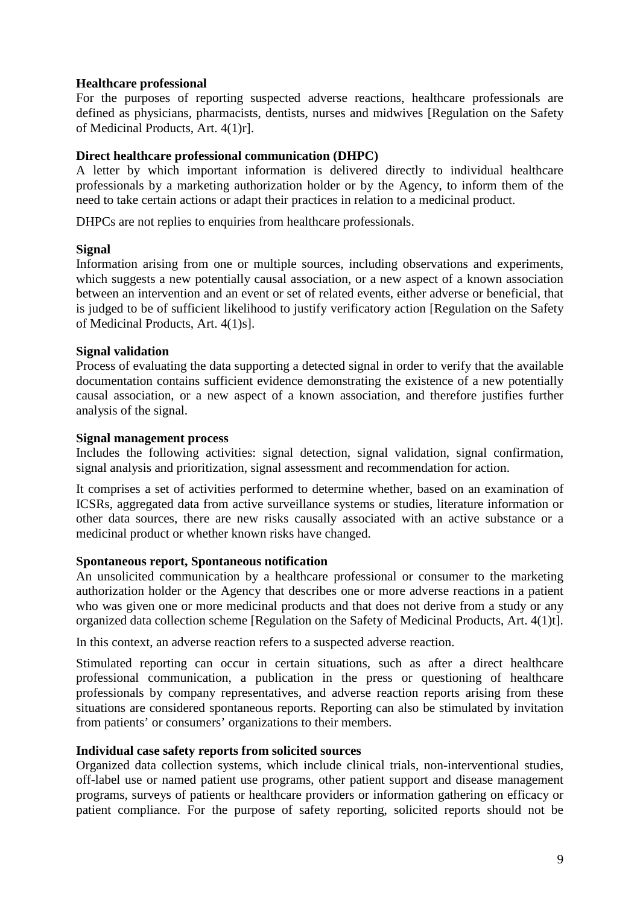**Healthcare professional**

For the purposes of reporting suspected adverse reactions, healthcare professionals are defined as physicians, pharmacists, dentists, nurses and midwives [Regulation on the Safety of Medicinal Products, Art. 4(1)r].

**Direct healthcare professional communication (DHPC)**

A letter by which important information is delivered directly to individual healthcare professionals by a marketing authorization holder or by the Agency, to inform them of the need to take certain actions or adapt their practices in relation to a medicinal product.

DHPCs are not replies to enquiries from healthcare professionals.

**Signal**

Information arising from one or multiple sources, including observations and experiments, which suggests a new potentially causal association, or a new aspect of a known association between an intervention and an event or set of related events, either adverse or beneficial, that is judged to be of sufficient likelihood to justify verificatory action [Regulation on the Safety of Medicinal Products, Art. 4(1)s].

**Signal validation**

Process of evaluating the data supporting a detected signal in order to verify that the available documentation contains sufficient evidence demonstrating the existence of a new potentially causal association, or a new aspect of a known association, and therefore justifies further analysis of the signal.

**Signal management process**

Includes the following activities: signal detection, signal validation, signal confirmation, signal analysis and prioritization, signal assessment and recommendation for action.

It comprises a set of activities performed to determine whether, based on an examination of ICSRs, aggregated data from active surveillance systems or studies, literature information or other data sources, there are new risks causally associated with an active substance or a medicinal product or whether known risks have changed.

**Spontaneous report, Spontaneous notification**

An unsolicited communication by a healthcare professional or consumer to the marketing authorization holder or the Agency that describes one or more adverse reactions in a patient who was given one or more medicinal products and that does not derive from a study or any organized data collection scheme [Regulation on the Safety of Medicinal Products, Art. 4(1)t].

In this context, an adverse reaction refers to a suspected adverse reaction.

Stimulated reporting can occur in certain situations, such as after a direct healthcare professional communication, a publication in the press or questioning of healthcare professionals by company representatives, and adverse reaction reports arising from these situations are considered spontaneous reports. Reporting can also be stimulated by invitation from patients' or consumers' organizations to their members.

**Individual case safety reports from solicited sources**

Organized data collection systems, which include clinical trials, non-interventional studies, off-label use or named patient use programs, other patient support and disease management programs, surveys of patients or healthcare providers or information gathering on efficacy or patient compliance. For the purpose of safety reporting, solicited reports should not be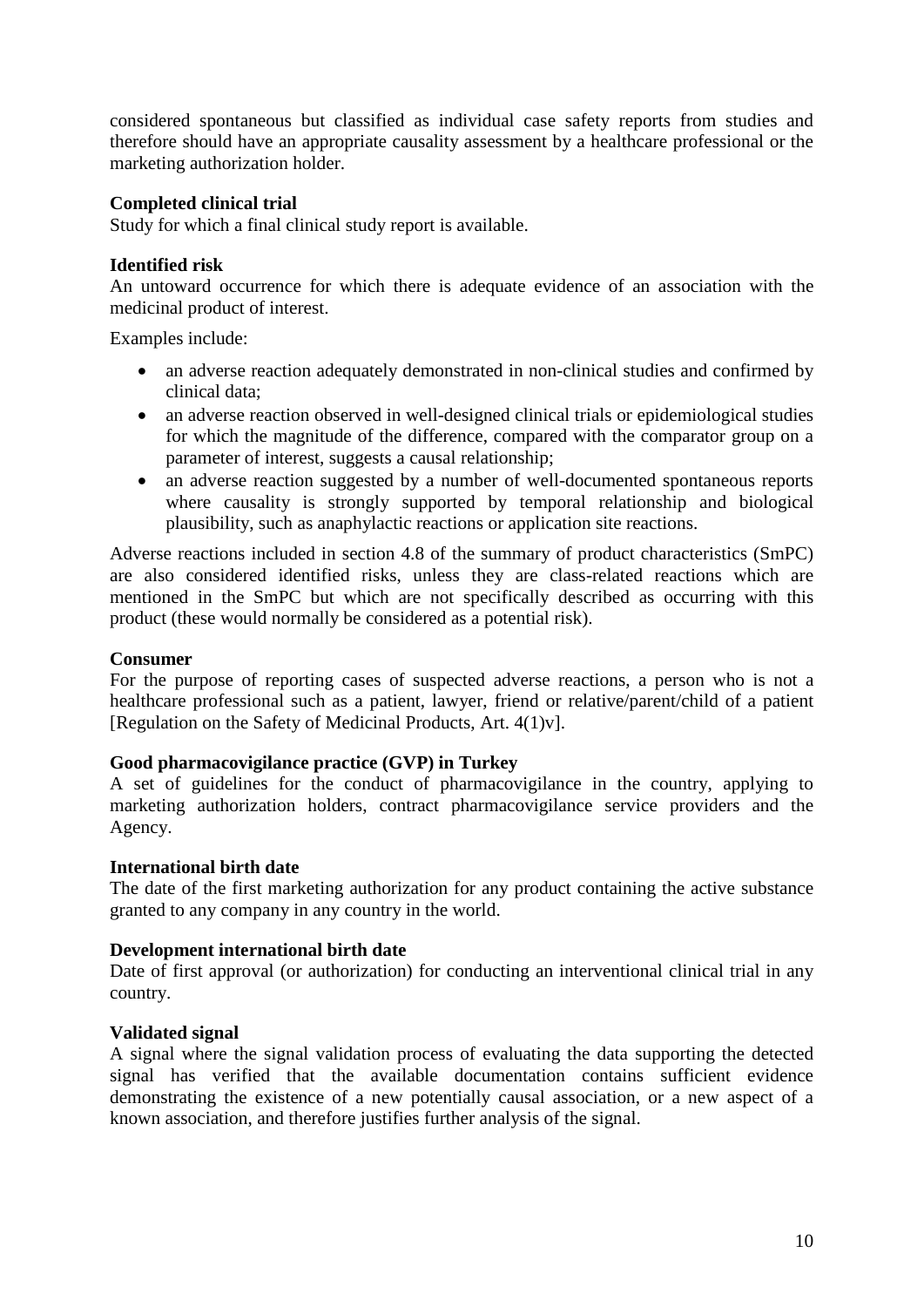considered spontaneous but classified as individual case safety reports from studies and therefore should have an appropriate causality assessment by a healthcare professional or the marketing authorization holder.

**Completed clinical trial**

Study for which a final clinical study report is available.

**Identified risk**

An untoward occurrence for which there is adequate evidence of an association with the medicinal product of interest.

Examples include:

- an adverse reaction adequately demonstrated in non-clinical studies and confirmed by clinical data;
- an adverse reaction observed in well-designed clinical trials or epidemiological studies for which the magnitude of the difference, compared with the comparator group on a parameter of interest, suggests a causal relationship;
- an adverse reaction suggested by a number of well-documented spontaneous reports where causality is strongly supported by temporal relationship and biological plausibility, such as anaphylactic reactions or application site reactions.

Adverse reactions included in section 4.8 of the summary of product characteristics (SmPC) are also considered identified risks, unless they are class-related reactions which are mentioned in the SmPC but which are not specifically described as occurring with this product (these would normally be considered as a potential risk).

**Consumer**

For the purpose of reporting cases of suspected adverse reactions, a person who is not a healthcare professional such as a patient, lawyer, friend or relative/parent/child of a patient [Regulation on the Safety of Medicinal Products, Art. 4(1)v].

**Good pharmacovigilance practice (GVP) in Turkey**

A set of guidelines for the conduct of pharmacovigilance in the country, applying to marketing authorization holders, contract pharmacovigilance service providers and the Agency.

**International birth date**

The date of the first marketing authorization for any product containing the active substance granted to any company in any country in the world.

**Development international birth date**

Date of first approval (or authorization) for conducting an interventional clinical trial in any country.

**Validated signal**

A signal where the signal validation process of evaluating the data supporting the detected signal has verified that the available documentation contains sufficient evidence demonstrating the existence of a new potentially causal association, or a new aspect of a known association, and therefore justifies further analysis of the signal.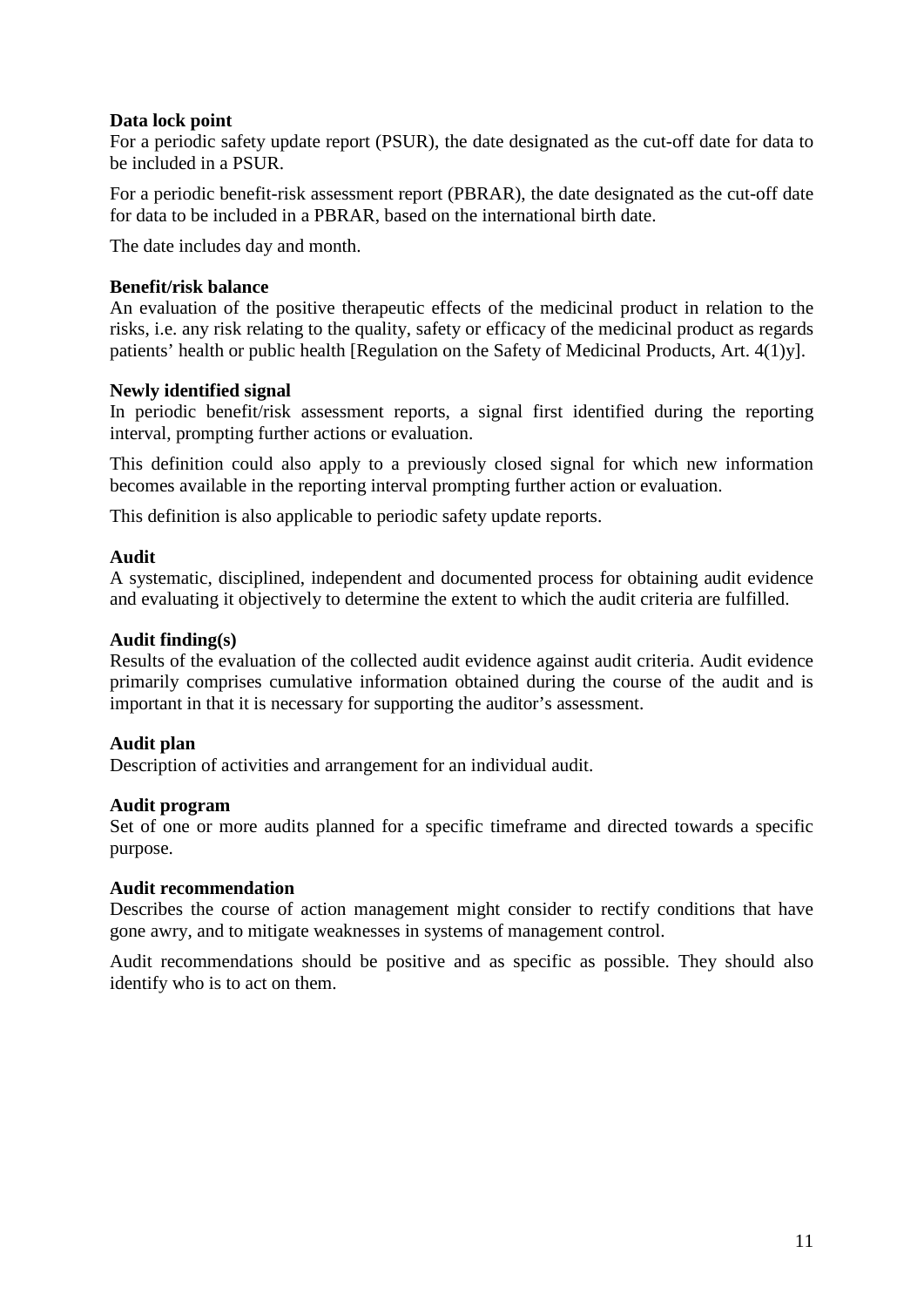**Data lock point**

For a periodic safety update report (PSUR), the date designated as the cut-off date for data to be included in a PSUR.

For a periodic benefit-risk assessment report (PBRAR), the date designated as the cut-off date for data to be included in a PBRAR, based on the international birth date.

The date includes day and month.

**Benefit/risk balance**

An evaluation of the positive therapeutic effects of the medicinal product in relation to the risks, i.e. any risk relating to the quality, safety or efficacy of the medicinal product as regards patients' health or public health [Regulation on the Safety of Medicinal Products, Art. 4(1)y].

**Newly identified signal**

In periodic benefit/risk assessment reports, a signal first identified during the reporting interval, prompting further actions or evaluation.

This definition could also apply to a previously closed signal for which new information becomes available in the reporting interval prompting further action or evaluation.

This definition is also applicable to periodic safety update reports.

**Audit**

A systematic, disciplined, independent and documented process for obtaining audit evidence and evaluating it objectively to determine the extent to which the audit criteria are fulfilled.

**Audit finding(s)**

Results of the evaluation of the collected audit evidence against audit criteria. Audit evidence primarily comprises cumulative information obtained during the course of the audit and is important in that it is necessary for supporting the auditor's assessment.

**Audit plan**

Description of activities and arrangement for an individual audit.

**Audit program**

Set of one or more audits planned for a specific timeframe and directed towards a specific purpose.

**Audit recommendation**

Describes the course of action management might consider to rectify conditions that have gone awry, and to mitigate weaknesses in systems of management control.

Audit recommendations should be positive and as specific as possible. They should also identify who is to act on them.